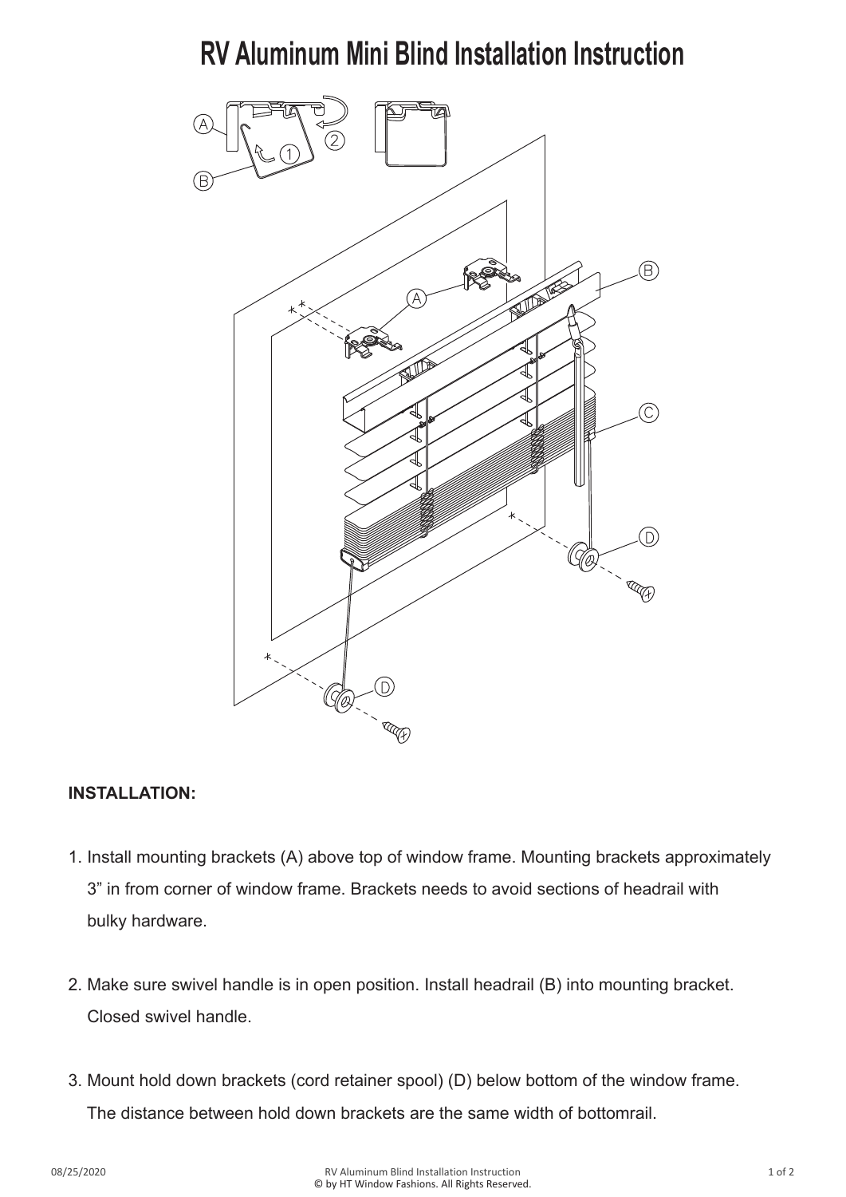# RV Aluminum Mini Blind Installation Instruction

**INSTALLATION:**

1. Install mounting brackets (A) above top of window frame. Mounting brackets approximately 3" in from corner of window frame. Brackets needs to avoid sections of headrail with bulky hardware.

2. Make sure swivel handle is in open position. Install headrail (B) into mounting bracket. Closed swivel handle.

3. Mount hold down brackets (cord retainer spool) (D) below bottom of the window frame. The distance between hold down brackets are the same width of bottomrail.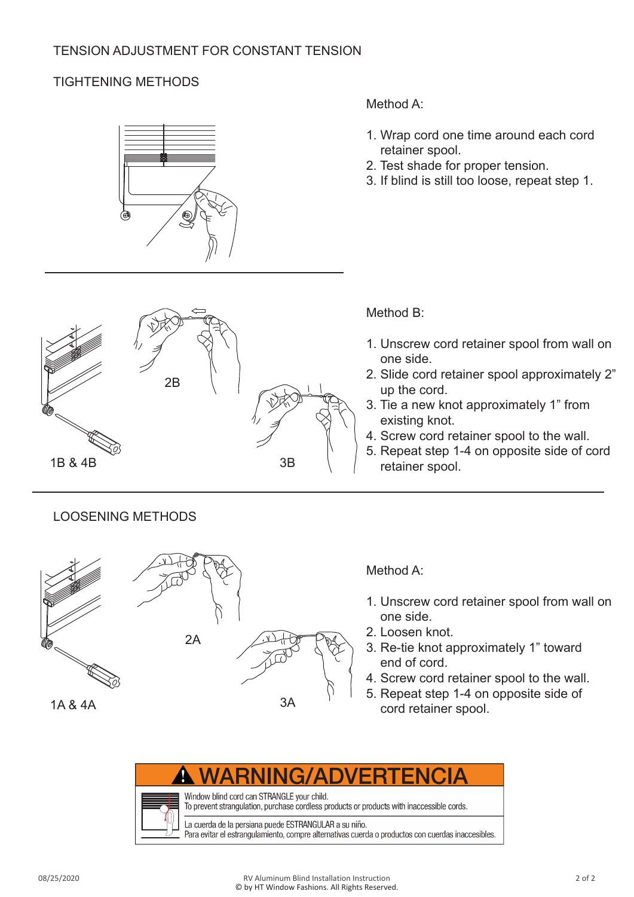# TENSION ADJUSTMENT FOR CONSTANT TENSION

## TIGHTENING METHODS

Method A:

1. Wrap cord one time around each cord retainer spool.
2. Test shade for proper tension.
3. If blind is still too loose, repeat step 1.

1B & 4B

2B

3B

Method B:

1. Unscrew cord retainer spool from wall on one side.
2. Slide cord retainer spool approximately 2” up the cord.
3. Tie a new knot approximately 1” from existing knot.
4. Screw cord retainer spool to the wall.
5. Repeat step 1-4 on opposite side of cord retainer spool.

## LOOSENING METHODS

1A & 4A

2A

3A

Method A:

1. Unscrew cord retainer spool from wall on one side.
2. Loosen knot.
3. Re-tie knot approximately 1” toward end of cord.
4. Screw cord retainer spool to the wall.
5. Repeat step 1-4 on opposite side of cord retainer spool.

**⚠ WARNING/ADVERTENCIA**

Window blind cord can STRANGLE your child.
To prevent strangulation, purchase cordless products or products with inaccessible cords.

La cuerda de la persiana puede ESTRANGULAR a su niño.
Para evitar el estrangulamiento, compre alternativas cuerda o productos con cuerdas inaccesibles.

08/25/2020

RV Aluminum Blind Installation Instruction
© by HT Window Fashions. All Rights Reserved.